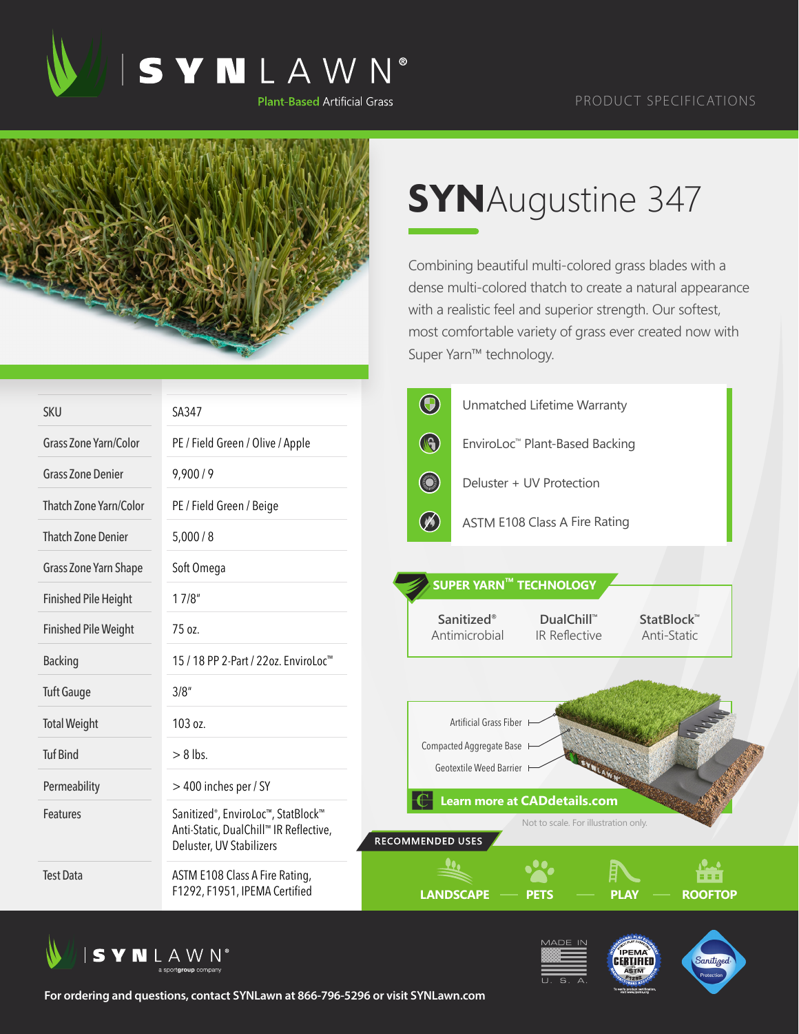# SYNLAWN®

Plant-Based Artificial Grass

PRODUCT SPECIFICATIONS

## SYNAugustine 347

Combining beautiful multi-colored grass blades with a dense multi-colored thatch to create a natural appearance with a realistic feel and superior strength. Our softest, most comfortable variety of grass ever created now with Super Yarn™ technology.

| | |
|---|---|
| SKU | SA347 |
| Grass Zone Yarn/Color | PE / Field Green / Olive / Apple |
| Grass Zone Denier | 9,900 / 9 |
| Thatch Zone Yarn/Color | PE / Field Green / Beige |
| Thatch Zone Denier | 5,000 / 8 |
| Grass Zone Yarn Shape | Soft Omega |
| Finished Pile Height | 1 7/8" |
| Finished Pile Weight | 75 oz. |
| Backing | 15 / 18 PP 2-Part / 22oz. EnviroLoc™ |
| Tuft Gauge | 3/8" |
| Total Weight | 103 oz. |
| Tuf Bind | > 8 lbs. |
| Permeability | > 400 inches per / SY |
| Features | Sanitized®, EnviroLoc™, StatBlock™ Anti-Static, DualChill™ IR Reflective, Deluster, UV Stabilizers |
| Test Data | ASTM E108 Class A Fire Rating, F1292, F1951, IPEMA Certified |

- Unmatched Lifetime Warranty
- EnviroLoc™ Plant-Based Backing
- Deluster + UV Protection
- ASTM E108 Class A Fire Rating

### SUPER YARN™ TECHNOLOGY

- Sanitized® Antimicrobial
- DualChill™ IR Reflective
- StatBlock™ Anti-Static

Artificial Grass Fiber
Compacted Aggregate Base
Geotextile Weed Barrier

Learn more at CADdetails.com

Not to scale. For illustration only.

### RECOMMENDED USES

LANDSCAPE — PETS — PLAY — ROOFTOP

SYNLAWN® a sportgroup company

MADE IN U. S. A.

IPEMA CERTIFIED ASTM F1292

Sanitized Protection

For ordering and questions, contact SYNLawn at 866-796-5296 or visit SYNLawn.com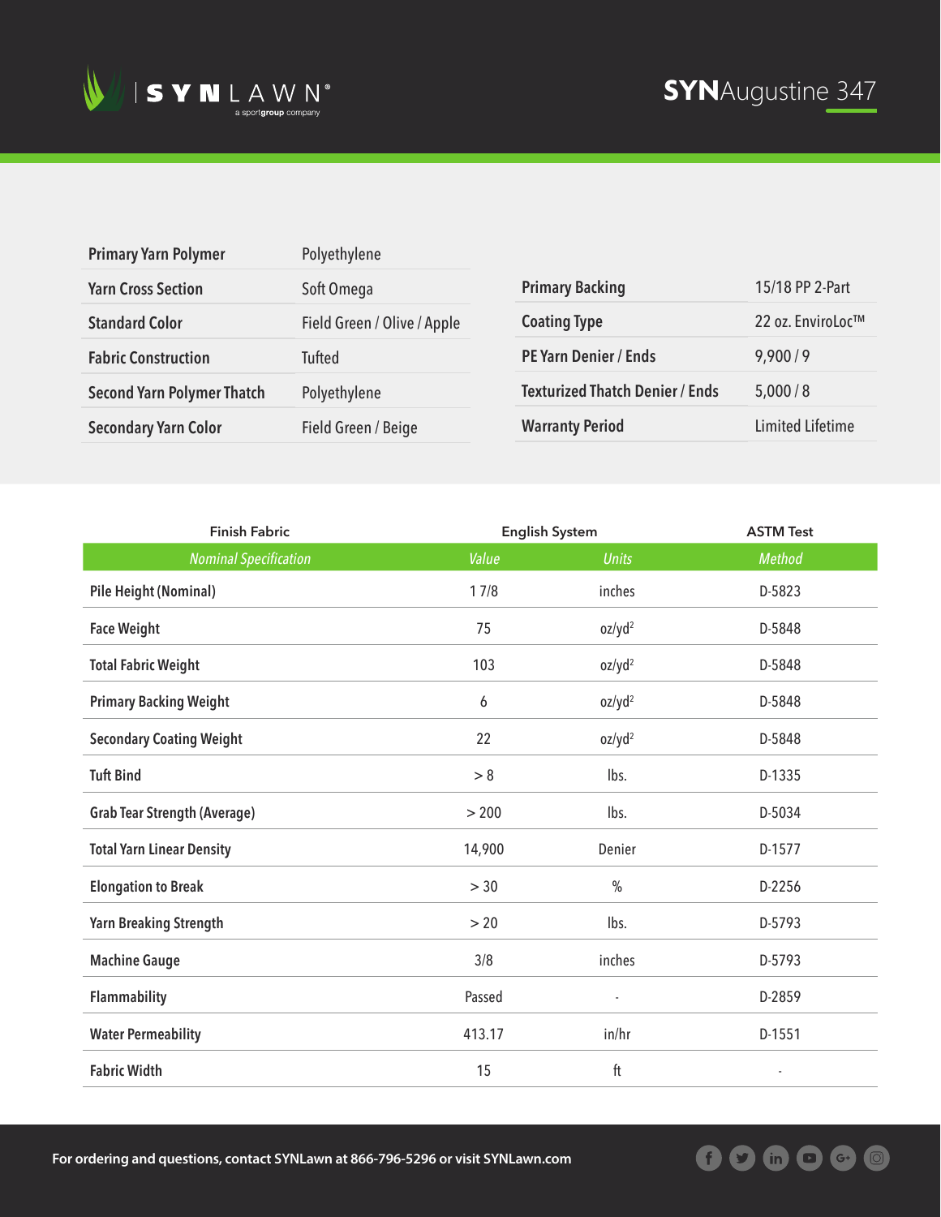# SYNAugustine 347

| | |
|---|---|
| Primary Yarn Polymer | Polyethylene |
| Yarn Cross Section | Soft Omega |
| Standard Color | Field Green / Olive / Apple |
| Fabric Construction | Tufted |
| Second Yarn Polymer Thatch | Polyethylene |
| Secondary Yarn Color | Field Green / Beige |

| | |
|---|---|
| Primary Backing | 15/18 PP 2-Part |
| Coating Type | 22 oz. EnviroLoc™ |
| PE Yarn Denier / Ends | 9,900 / 9 |
| Texturized Thatch Denier / Ends | 5,000 / 8 |
| Warranty Period | Limited Lifetime |

| Finish Fabric | English System | | ASTM Test |
|---|---|---|---|
| *Nominal Specification* | *Value* | *Units* | *Method* |
| Pile Height (Nominal) | 1 7/8 | inches | D-5823 |
| Face Weight | 75 | $oz/yd^2$ | D-5848 |
| Total Fabric Weight | 103 | $oz/yd^2$ | D-5848 |
| Primary Backing Weight | 6 | $oz/yd^2$ | D-5848 |
| Secondary Coating Weight | 22 | $oz/yd^2$ | D-5848 |
| Tuft Bind | > 8 | lbs. | D-1335 |
| Grab Tear Strength (Average) | > 200 | lbs. | D-5034 |
| Total Yarn Linear Density | 14,900 | Denier | D-1577 |
| Elongation to Break | > 30 | % | D-2256 |
| Yarn Breaking Strength | > 20 | lbs. | D-5793 |
| Machine Gauge | 3/8 | inches | D-5793 |
| Flammability | Passed | - | D-2859 |
| Water Permeability | 413.17 | in/hr | D-1551 |
| Fabric Width | 15 | ft | - |

For ordering and questions, contact SYNLawn at 866-796-5296 or visit SYNLawn.com